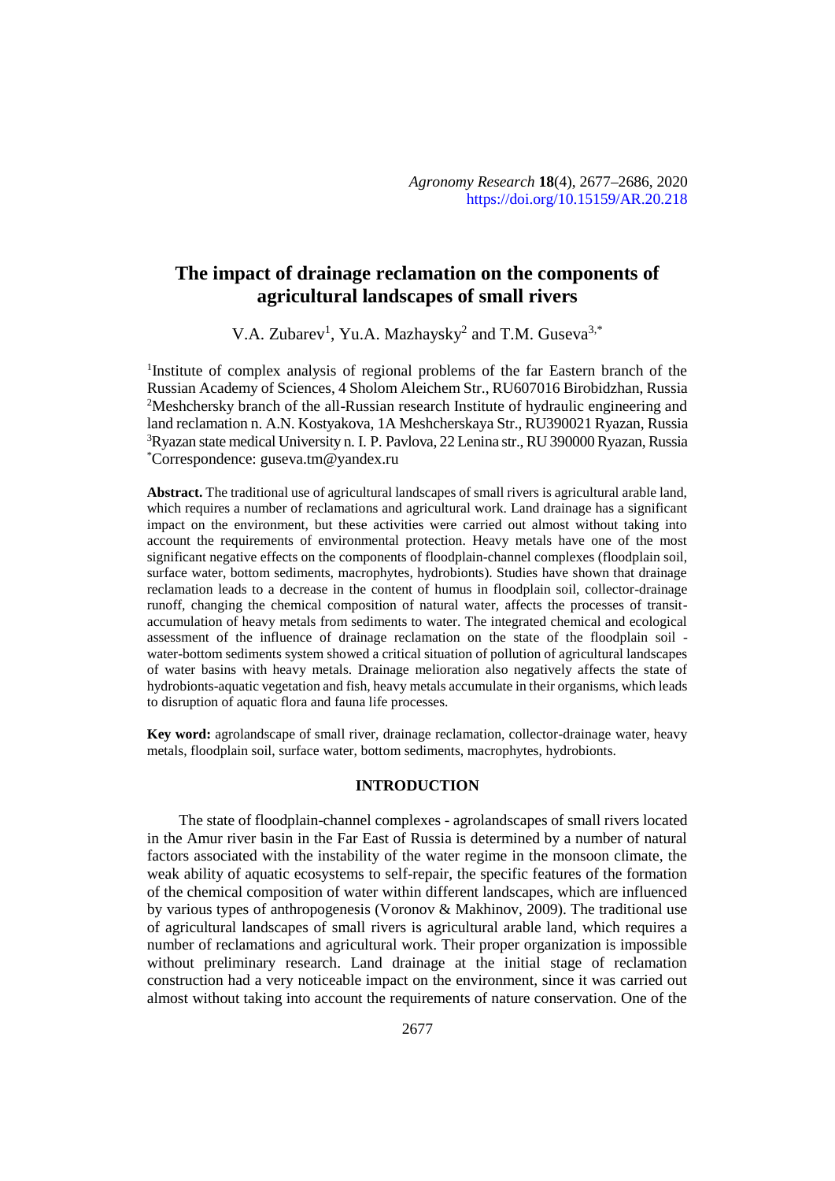*Agronomy Research* **18**(4), 2677–2686, 2020
https://doi.org/10.15159/AR.20.218

# The impact of drainage reclamation on the components of agricultural landscapes of small rivers

V.A. Zubarev[1], Yu.A. Mazhaysky[2] and T.M. Guseva[3,*]

[1]Institute of complex analysis of regional problems of the far Eastern branch of the Russian Academy of Sciences, 4 Sholom Aleichem Str., RU607016 Birobidzhan, Russia
[2]Meshchersky branch of the all-Russian research Institute of hydraulic engineering and land reclamation n. A.N. Kostyakova, 1A Meshcherskaya Str., RU390021 Ryazan, Russia
[3]Ryazan state medical University n. I. P. Pavlova, 22 Lenina str., RU 390000 Ryazan, Russia
[*]Correspondence: guseva.tm@yandex.ru

**Abstract.** The traditional use of agricultural landscapes of small rivers is agricultural arable land, which requires a number of reclamations and agricultural work. Land drainage has a significant impact on the environment, but these activities were carried out almost without taking into account the requirements of environmental protection. Heavy metals have one of the most significant negative effects on the components of floodplain-channel complexes (floodplain soil, surface water, bottom sediments, macrophytes, hydrobionts). Studies have shown that drainage reclamation leads to a decrease in the content of humus in floodplain soil, collector-drainage runoff, changing the chemical composition of natural water, affects the processes of transit-accumulation of heavy metals from sediments to water. The integrated chemical and ecological assessment of the influence of drainage reclamation on the state of the floodplain soil - water-bottom sediments system showed a critical situation of pollution of agricultural landscapes of water basins with heavy metals. Drainage melioration also negatively affects the state of hydrobionts-aquatic vegetation and fish, heavy metals accumulate in their organisms, which leads to disruption of aquatic flora and fauna life processes.

**Key word:** agrolandscape of small river, drainage reclamation, collector-drainage water, heavy metals, floodplain soil, surface water, bottom sediments, macrophytes, hydrobionts.

## INTRODUCTION

The state of floodplain-channel complexes - agrolandscapes of small rivers located in the Amur river basin in the Far East of Russia is determined by a number of natural factors associated with the instability of the water regime in the monsoon climate, the weak ability of aquatic ecosystems to self-repair, the specific features of the formation of the chemical composition of water within different landscapes, which are influenced by various types of anthropogenesis (Voronov & Makhinov, 2009). The traditional use of agricultural landscapes of small rivers is agricultural arable land, which requires a number of reclamations and agricultural work. Their proper organization is impossible without preliminary research. Land drainage at the initial stage of reclamation construction had a very noticeable impact on the environment, since it was carried out almost without taking into account the requirements of nature conservation. One of the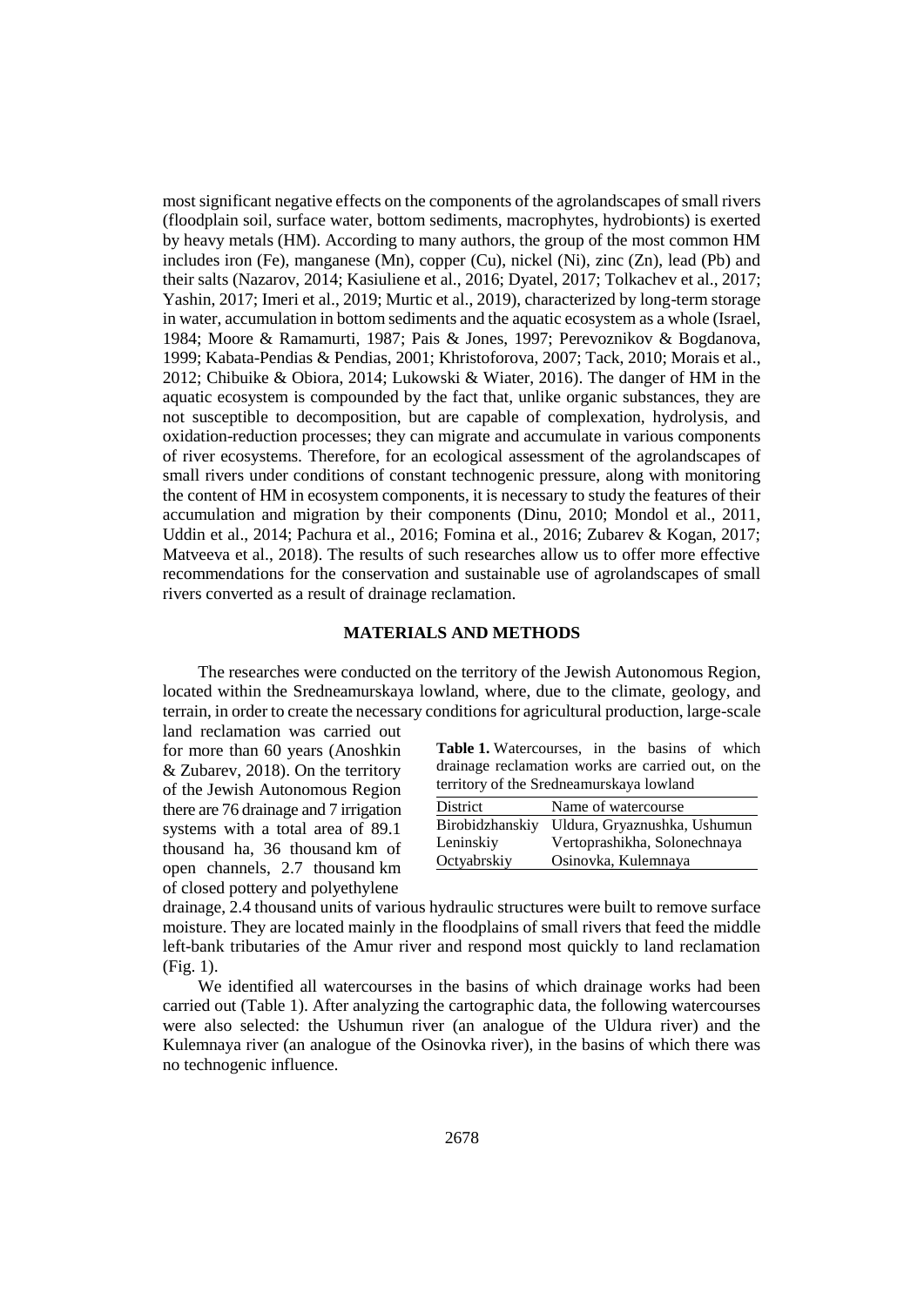most significant negative effects on the components of the agrolandscapes of small rivers (floodplain soil, surface water, bottom sediments, macrophytes, hydrobionts) is exerted by heavy metals (HM). According to many authors, the group of the most common HM includes iron (Fe), manganese (Mn), copper (Cu), nickel (Ni), zinc (Zn), lead (Pb) and their salts (Nazarov, 2014; Kasiuliene et al., 2016; Dyatel, 2017; Tolkachev et al., 2017; Yashin, 2017; Imeri et al., 2019; Murtic et al., 2019), characterized by long-term storage in water, accumulation in bottom sediments and the aquatic ecosystem as a whole (Israel, 1984; Moore & Ramamurti, 1987; Pais & Jones, 1997; Perevoznikov & Bogdanova, 1999; Kabata-Pendias & Pendias, 2001; Khristoforova, 2007; Tack, 2010; Morais et al., 2012; Chibuike & Obiora, 2014; Lukowski & Wiater, 2016). The danger of HM in the aquatic ecosystem is compounded by the fact that, unlike organic substances, they are not susceptible to decomposition, but are capable of complexation, hydrolysis, and oxidation-reduction processes; they can migrate and accumulate in various components of river ecosystems. Therefore, for an ecological assessment of the agrolandscapes of small rivers under conditions of constant technogenic pressure, along with monitoring the content of HM in ecosystem components, it is necessary to study the features of their accumulation and migration by their components (Dinu, 2010; Mondol et al., 2011, Uddin et al., 2014; Pachura et al., 2016; Fomina et al., 2016; Zubarev & Kogan, 2017; Matveeva et al., 2018). The results of such researches allow us to offer more effective recommendations for the conservation and sustainable use of agrolandscapes of small rivers converted as a result of drainage reclamation.

## MATERIALS AND METHODS

The researches were conducted on the territory of the Jewish Autonomous Region, located within the Sredneamurskaya lowland, where, due to the climate, geology, and terrain, in order to create the necessary conditions for agricultural production, large-scale land reclamation was carried out for more than 60 years (Anoshkin & Zubarev, 2018). On the territory of the Jewish Autonomous Region there are 76 drainage and 7 irrigation systems with a total area of 89.1 thousand ha, 36 thousand km of open channels, 2.7 thousand km of closed pottery and polyethylene drainage, 2.4 thousand units of various hydraulic structures were built to remove surface moisture. They are located mainly in the floodplains of small rivers that feed the middle left-bank tributaries of the Amur river and respond most quickly to land reclamation (Fig. 1).

**Table 1.** Watercourses, in the basins of which drainage reclamation works are carried out, on the territory of the Sredneamurskaya lowland

| District | Name of watercourse |
|---|---|
| Birobidzhanskiy | Uldura, Gryaznushka, Ushumun |
| Leninskiy | Vertoprashikha, Solonechnaya |
| Octyabrskiy | Osinovka, Kulemnaya |

We identified all watercourses in the basins of which drainage works had been carried out (Table 1). After analyzing the cartographic data, the following watercourses were also selected: the Ushumun river (an analogue of the Uldura river) and the Kulemnaya river (an analogue of the Osinovka river), in the basins of which there was no technogenic influence.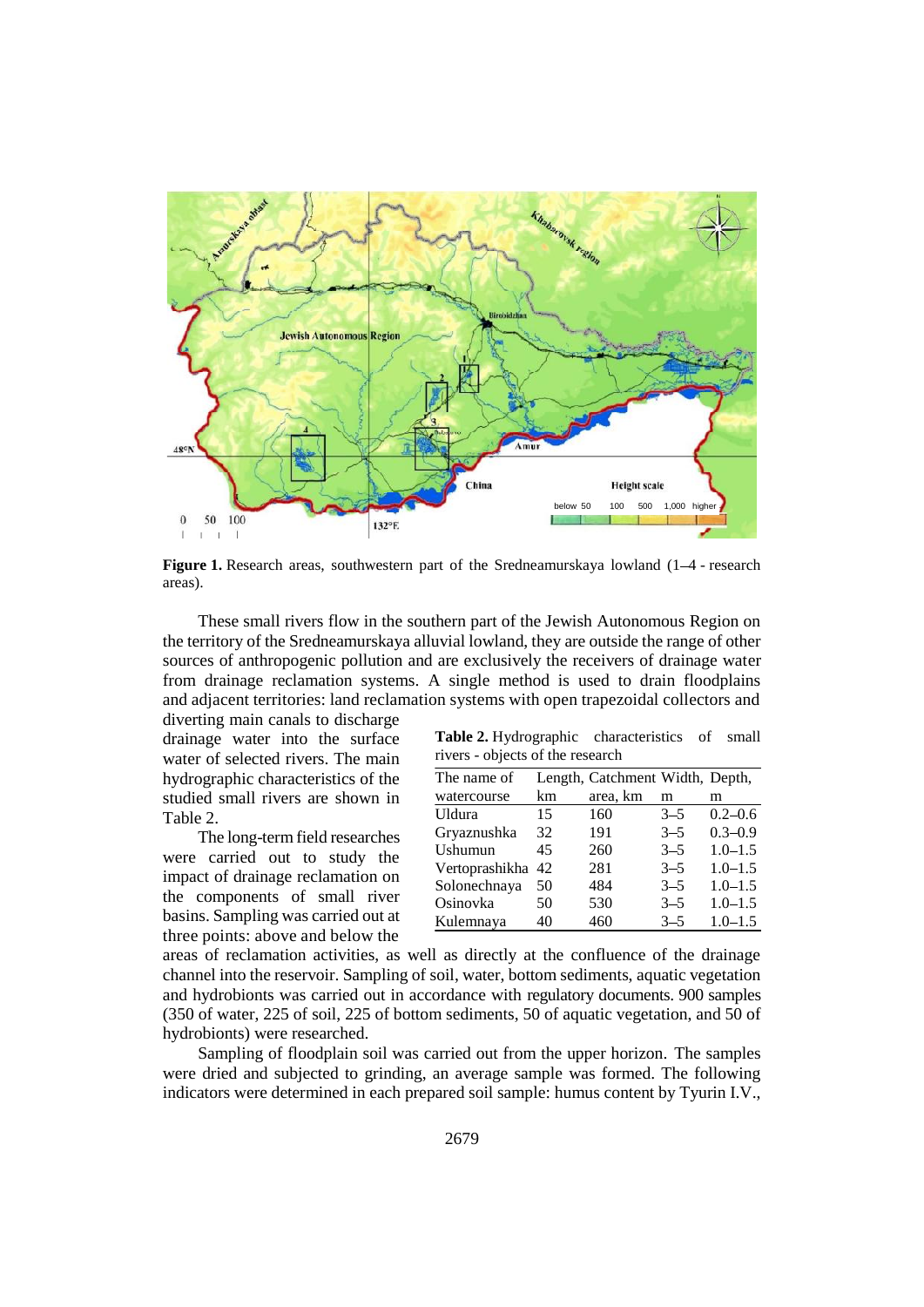**Figure 1.** Research areas, southwestern part of the Sredneamurskaya lowland (1–4 - research areas).

These small rivers flow in the southern part of the Jewish Autonomous Region on the territory of the Sredneamurskaya alluvial lowland, they are outside the range of other sources of anthropogenic pollution and are exclusively the receivers of drainage water from drainage reclamation systems. A single method is used to drain floodplains and adjacent territories: land reclamation systems with open trapezoidal collectors and diverting main canals to discharge drainage water into the surface water of selected rivers. The main hydrographic characteristics of the studied small rivers are shown in Table 2.

**Table 2.** Hydrographic characteristics of small rivers - objects of the research

| The name of watercourse | Length, km | Catchment area, km | Width, m | Depth, m |
|---|---|---|---|---|
| Uldura | 15 | 160 | 3–5 | 0.2–0.6 |
| Gryaznushka | 32 | 191 | 3–5 | 0.3–0.9 |
| Ushumun | 45 | 260 | 3–5 | 1.0–1.5 |
| Vertoprashikha | 42 | 281 | 3–5 | 1.0–1.5 |
| Solonechnaya | 50 | 484 | 3–5 | 1.0–1.5 |
| Osinovka | 50 | 530 | 3–5 | 1.0–1.5 |
| Kulemnaya | 40 | 460 | 3–5 | 1.0–1.5 |

The long-term field researches were carried out to study the impact of drainage reclamation on the components of small river basins. Sampling was carried out at three points: above and below the areas of reclamation activities, as well as directly at the confluence of the drainage channel into the reservoir. Sampling of soil, water, bottom sediments, aquatic vegetation and hydrobionts was carried out in accordance with regulatory documents. 900 samples (350 of water, 225 of soil, 225 of bottom sediments, 50 of aquatic vegetation, and 50 of hydrobionts) were researched.

Sampling of floodplain soil was carried out from the upper horizon. The samples were dried and subjected to grinding, an average sample was formed. The following indicators were determined in each prepared soil sample: humus content by Tyurin I.V.,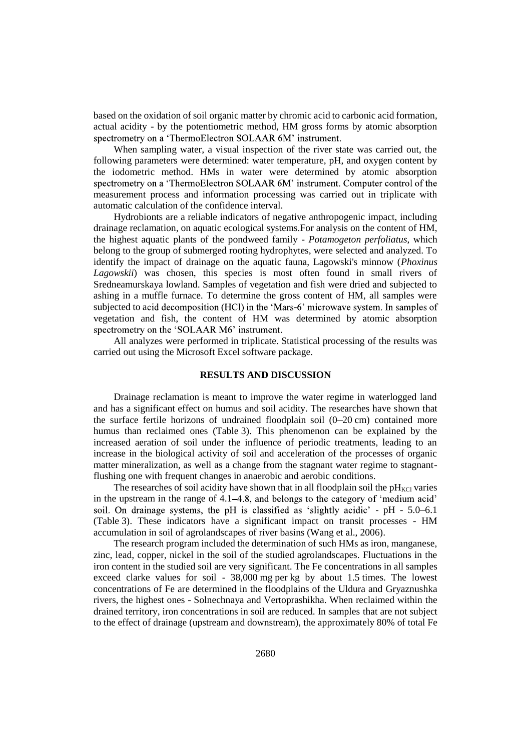based on the oxidation of soil organic matter by chromic acid to carbonic acid formation, actual acidity - by the potentiometric method, HM gross forms by atomic absorption spectrometry on a 'ThermoElectron SOLAAR 6M' instrument.

When sampling water, a visual inspection of the river state was carried out, the following parameters were determined: water temperature, pH, and oxygen content by the iodometric method. HMs in water were determined by atomic absorption spectrometry on a 'ThermoElectron SOLAAR 6M' instrument. Computer control of the measurement process and information processing was carried out in triplicate with automatic calculation of the confidence interval.

Hydrobionts are a reliable indicators of negative anthropogenic impact, including drainage reclamation, on aquatic ecological systems.For analysis on the content of HM, the highest aquatic plants of the pondweed family - *Potamogeton perfoliatus*, which belong to the group of submerged rooting hydrophytes, were selected and analyzed. To identify the impact of drainage on the aquatic fauna, Lagowski's minnow (*Phoxinus Lagowskii*) was chosen, this species is most often found in small rivers of Sredneamurskaya lowland. Samples of vegetation and fish were dried and subjected to ashing in a muffle furnace. To determine the gross content of HM, all samples were subjected to acid decomposition (HCl) in the 'Mars-6' microwave system. In samples of vegetation and fish, the content of HM was determined by atomic absorption spectrometry on the 'SOLAAR M6' instrument.

All analyzes were performed in triplicate. Statistical processing of the results was carried out using the Microsoft Excel software package.

## RESULTS AND DISCUSSION

Drainage reclamation is meant to improve the water regime in waterlogged land and has a significant effect on humus and soil acidity. The researches have shown that the surface fertile horizons of undrained floodplain soil (0–20 cm) contained more humus than reclaimed ones (Table 3). This phenomenon can be explained by the increased aeration of soil under the influence of periodic treatments, leading to an increase in the biological activity of soil and acceleration of the processes of organic matter mineralization, as well as a change from the stagnant water regime to stagnant-flushing one with frequent changes in anaerobic and aerobic conditions.

The researches of soil acidity have shown that in all floodplain soil the $pH_{KCl}$ varies in the upstream in the range of 4.1–4.8, and belongs to the category of 'medium acid' soil. On drainage systems, the pH is classified as 'slightly acidic' - pH - 5.0–6.1 (Table 3). These indicators have a significant impact on transit processes - HM accumulation in soil of agrolandscapes of river basins (Wang et al., 2006).

The research program included the determination of such HMs as iron, manganese, zinc, lead, copper, nickel in the soil of the studied agrolandscapes. Fluctuations in the iron content in the studied soil are very significant. The Fe concentrations in all samples exceed clarke values for soil - 38,000 mg per kg by about 1.5 times. The lowest concentrations of Fe are determined in the floodplains of the Uldura and Gryaznushka rivers, the highest ones - Solnechnaya and Vertoprashikha. When reclaimed within the drained territory, iron concentrations in soil are reduced. In samples that are not subject to the effect of drainage (upstream and downstream), the approximately 80% of total Fe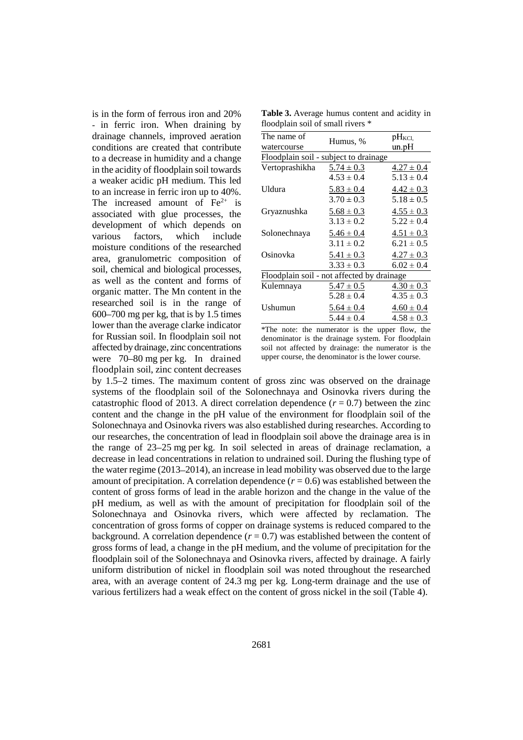is in the form of ferrous iron and 20% - in ferric iron. When draining by drainage channels, improved aeration conditions are created that contribute to a decrease in humidity and a change in the acidity of floodplain soil towards a weaker acidic pH medium. This led to an increase in ferric iron up to 40%. The increased amount of $Fe^{2+}$ is associated with glue processes, the development of which depends on various factors, which include moisture conditions of the researched area, granulometric composition of soil, chemical and biological processes, as well as the content and forms of organic matter. The Mn content in the researched soil is in the range of 600–700 mg per kg, that is by 1.5 times lower than the average clarke indicator for Russian soil. In floodplain soil not affected by drainage, zinc concentrations were 70–80 mg per kg. In drained floodplain soil, zinc content decreases by 1.5–2 times. The maximum content of gross zinc was observed on the drainage systems of the floodplain soil of the Solonechnaya and Osinovka rivers during the catastrophic flood of 2013. A direct correlation dependence ($r = 0.7$) between the zinc content and the change in the pH value of the environment for floodplain soil of the Solonechnaya and Osinovka rivers was also established during researches. According to our researches, the concentration of lead in floodplain soil above the drainage area is in the range of 23–25 mg per kg. In soil selected in areas of drainage reclamation, a decrease in lead concentrations in relation to undrained soil. During the flushing type of the water regime (2013–2014), an increase in lead mobility was observed due to the large amount of precipitation. A correlation dependence ($r = 0.6$) was established between the content of gross forms of lead in the arable horizon and the change in the value of the pH medium, as well as with the amount of precipitation for floodplain soil of the Solonechnaya and Osinovka rivers, which were affected by reclamation. The concentration of gross forms of copper on drainage systems is reduced compared to the background. A correlation dependence ($r = 0.7$) was established between the content of gross forms of lead, a change in the pH medium, and the volume of precipitation for the floodplain soil of the Solonechnaya and Osinovka rivers, affected by drainage. A fairly uniform distribution of nickel in floodplain soil was noted throughout the researched area, with an average content of 24.3 mg per kg. Long-term drainage and the use of various fertilizers had a weak effect on the content of gross nickel in the soil (Table 4).

**Table 3.** Average humus content and acidity in floodplain soil of small rivers *

| The name of watercourse | Humus, % | $pH_{KCl}$, un.pH |
|---|---|---|
| Floodplain soil - subject to drainage | | |
| Vertoprashikha | 5.74 ± 0.3 / 4.53 ± 0.4 | 4.27 ± 0.4 / 5.13 ± 0.4 |
| Uldura | 5.83 ± 0.4 / 3.70 ± 0.3 | 4.42 ± 0.3 / 5.18 ± 0.5 |
| Gryaznushka | 5.68 ± 0.3 / 3.13 ± 0.2 | 4.55 ± 0.3 / 5.22 ± 0.4 |
| Solonechnaya | 5.46 ± 0.4 / 3.11 ± 0.2 | 4.51 ± 0.3 / 6.21 ± 0.5 |
| Osinovka | 5.41 ± 0.3 / 3.33 ± 0.3 | 4.27 ± 0.3 / 6.02 ± 0.4 |
| Floodplain soil - not affected by drainage | | |
| Kulemnaya | 5.47 ± 0.5 / 5.28 ± 0.4 | 4.30 ± 0.3 / 4.35 ± 0.3 |
| Ushumun | 5.64 ± 0.4 / 5.44 ± 0.4 | 4.60 ± 0.4 / 4.58 ± 0.3 |

*The note: the numerator is the upper flow, the denominator is the drainage system. For floodplain soil not affected by drainage: the numerator is the upper course, the denominator is the lower course.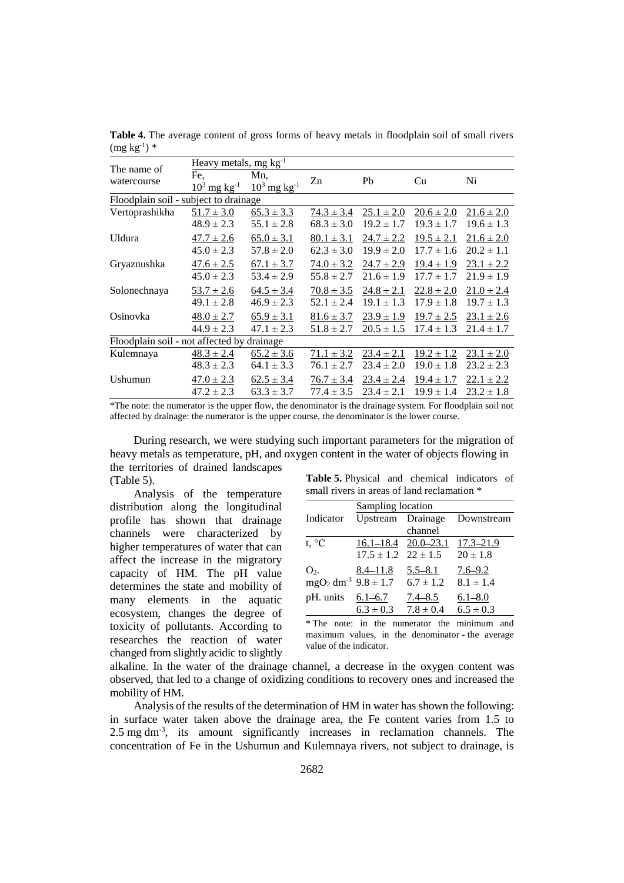**Table 4.** The average content of gross forms of heavy metals in floodplain soil of small rivers ($mg\ kg^{-1}$) *

| The name of watercourse | Heavy metals, $mg\ kg^{-1}$ | | | | | |
|---|---|---|---|---|---|---|
| | Fe, $10^3\ mg\ kg^{-1}$ | Mn, $10^3\ mg\ kg^{-1}$ | Zn | Pb | Cu | Ni |
| *Floodplain soil - subject to drainage* | | | | | | |
| Vertoprashikha | $\frac{51.7 \pm 3.0}{48.9 \pm 2.3}$ | $\frac{65.3 \pm 3.3}{55.1 \pm 2.8}$ | $\frac{74.3 \pm 3.4}{68.3 \pm 3.0}$ | $\frac{25.1 \pm 2.0}{19.2 \pm 1.7}$ | $\frac{20.6 \pm 2.0}{19.3 \pm 1.7}$ | $\frac{21.6 \pm 2.0}{19.6 \pm 1.3}$ |
| Uldura | $\frac{47.7 \pm 2.6}{45.0 \pm 2.3}$ | $\frac{65.0 \pm 3.1}{57.8 \pm 2.0}$ | $\frac{80.1 \pm 3.1}{62.3 \pm 3.0}$ | $\frac{24.7 \pm 2.2}{19.9 \pm 2.0}$ | $\frac{19.5 \pm 2.1}{17.7 \pm 1.6}$ | $\frac{21.6 \pm 2.0}{20.2 \pm 1.1}$ |
| Gryaznushka | $\frac{47.6 \pm 2.5}{45.0 \pm 2.3}$ | $\frac{67.1 \pm 3.7}{53.4 \pm 2.9}$ | $\frac{74.0 \pm 3.2}{55.8 \pm 2.7}$ | $\frac{24.7 \pm 2.9}{21.6 \pm 1.9}$ | $\frac{19.4 \pm 1.9}{17.7 \pm 1.7}$ | $\frac{23.1 \pm 2.2}{21.9 \pm 1.9}$ |
| Solonechnaya | $\frac{53.7 \pm 2.6}{49.1 \pm 2.8}$ | $\frac{64.5 \pm 3.4}{46.9 \pm 2.3}$ | $\frac{70.8 \pm 3.5}{52.1 \pm 2.4}$ | $\frac{24.8 \pm 2.1}{19.1 \pm 1.3}$ | $\frac{22.8 \pm 2.0}{17.9 \pm 1.8}$ | $\frac{21.0 \pm 2.4}{19.7 \pm 1.3}$ |
| Osinovka | $\frac{48.0 \pm 2.7}{44.9 \pm 2.3}$ | $\frac{65.9 \pm 3.1}{47.1 \pm 2.3}$ | $\frac{81.6 \pm 3.7}{51.8 \pm 2.7}$ | $\frac{23.9 \pm 1.9}{20.5 \pm 1.5}$ | $\frac{19.7 \pm 2.5}{17.4 \pm 1.3}$ | $\frac{23.1 \pm 2.6}{21.4 \pm 1.7}$ |
| *Floodplain soil - not affected by drainage* | | | | | | |
| Kulemnaya | $\frac{48.3 \pm 2.4}{48.3 \pm 2.3}$ | $\frac{65.2 \pm 3.6}{64.1 \pm 3.3}$ | $\frac{71.1 \pm 3.2}{76.1 \pm 2.7}$ | $\frac{23.4 \pm 2.1}{23.4 \pm 2.0}$ | $\frac{19.2 \pm 1.2}{19.0 \pm 1.8}$ | $\frac{23.1 \pm 2.0}{23.2 \pm 2.3}$ |
| Ushumun | $\frac{47.0 \pm 2.3}{47.2 \pm 2.3}$ | $\frac{62.5 \pm 3.4}{63.3 \pm 3.7}$ | $\frac{76.7 \pm 3.4}{77.4 \pm 3.5}$ | $\frac{23.4 \pm 2.4}{23.4 \pm 2.1}$ | $\frac{19.4 \pm 1.7}{19.9 \pm 1.4}$ | $\frac{22.1 \pm 2.2}{23.2 \pm 1.8}$ |

*The note: the numerator is the upper flow, the denominator is the drainage system. For floodplain soil not affected by drainage: the numerator is the upper course, the denominator is the lower course.

During research, we were studying such important parameters for the migration of heavy metals as temperature, pH, and oxygen content in the water of objects flowing in the territories of drained landscapes (Table 5).

**Table 5.** Physical and chemical indicators of small rivers in areas of land reclamation *

| Indicator | Sampling location | | |
|---|---|---|---|
| | Upstream | Drainage channel | Downstream |
| t, °C | $\frac{16.1–18.4}{17.5 \pm 1.2}$ | $\frac{20.0–23.1}{22 \pm 1.5}$ | $\frac{17.3–21.9}{20 \pm 1.8}$ |
| $O_2$. $mgO_2\ dm^{-3}$ | $\frac{8.4–11.8}{9.8 \pm 1.7}$ | $\frac{5.5–8.1}{6.7 \pm 1.2}$ | $\frac{7.6–9.2}{8.1 \pm 1.4}$ |
| pH. units | $\frac{6.1–6.7}{6.3 \pm 0.3}$ | $\frac{7.4–8.5}{7.8 \pm 0.4}$ | $\frac{6.1–8.0}{6.5 \pm 0.3}$ |

* The note: in the numerator the minimum and maximum values, in the denominator - the average value of the indicator.

Analysis of the temperature distribution along the longitudinal profile has shown that drainage channels were characterized by higher temperatures of water that can affect the increase in the migratory capacity of HM. The pH value determines the state and mobility of many elements in the aquatic ecosystem, changes the degree of toxicity of pollutants. According to researches the reaction of water changed from slightly acidic to slightly alkaline. In the water of the drainage channel, a decrease in the oxygen content was observed, that led to a change of oxidizing conditions to recovery ones and increased the mobility of HM.

Analysis of the results of the determination of HM in water has shown the following: in surface water taken above the drainage area, the Fe content varies from 1.5 to 2.5 $mg\ dm^{-3}$, its amount significantly increases in reclamation channels. The concentration of Fe in the Ushumun and Kulemnaya rivers, not subject to drainage, is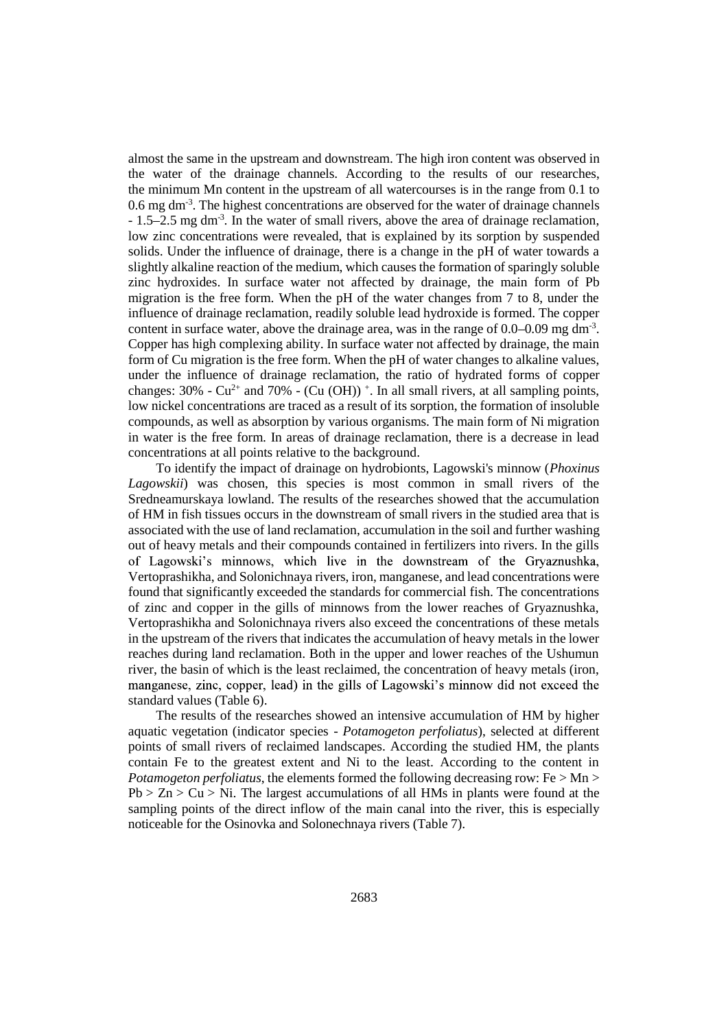almost the same in the upstream and downstream. The high iron content was observed in the water of the drainage channels. According to the results of our researches, the minimum Mn content in the upstream of all watercourses is in the range from 0.1 to 0.6 mg $dm^{-3}$. The highest concentrations are observed for the water of drainage channels - 1.5–2.5 mg $dm^{-3}$. In the water of small rivers, above the area of drainage reclamation, low zinc concentrations were revealed, that is explained by its sorption by suspended solids. Under the influence of drainage, there is a change in the pH of water towards a slightly alkaline reaction of the medium, which causes the formation of sparingly soluble zinc hydroxides. In surface water not affected by drainage, the main form of Pb migration is the free form. When the pH of the water changes from 7 to 8, under the influence of drainage reclamation, readily soluble lead hydroxide is formed. The copper content in surface water, above the drainage area, was in the range of 0.0–0.09 mg $dm^{-3}$. Copper has high complexing ability. In surface water not affected by drainage, the main form of Cu migration is the free form. When the pH of water changes to alkaline values, under the influence of drainage reclamation, the ratio of hydrated forms of copper changes: 30% - $Cu^{2+}$ and 70% - $(Cu(OH))^{+}$. In all small rivers, at all sampling points, low nickel concentrations are traced as a result of its sorption, the formation of insoluble compounds, as well as absorption by various organisms. The main form of Ni migration in water is the free form. In areas of drainage reclamation, there is a decrease in lead concentrations at all points relative to the background.

To identify the impact of drainage on hydrobionts, Lagowski's minnow (*Phoxinus Lagowskii*) was chosen, this species is most common in small rivers of the Sredneamurskaya lowland. The results of the researches showed that the accumulation of HM in fish tissues occurs in the downstream of small rivers in the studied area that is associated with the use of land reclamation, accumulation in the soil and further washing out of heavy metals and their compounds contained in fertilizers into rivers. In the gills of Lagowski's minnows, which live in the downstream of the Gryaznushka, Vertoprashikha, and Solonichnaya rivers, iron, manganese, and lead concentrations were found that significantly exceeded the standards for commercial fish. The concentrations of zinc and copper in the gills of minnows from the lower reaches of Gryaznushka, Vertoprashikha and Solonichnaya rivers also exceed the concentrations of these metals in the upstream of the rivers that indicates the accumulation of heavy metals in the lower reaches during land reclamation. Both in the upper and lower reaches of the Ushumun river, the basin of which is the least reclaimed, the concentration of heavy metals (iron, manganese, zinc, copper, lead) in the gills of Lagowski's minnow did not exceed the standard values (Table 6).

The results of the researches showed an intensive accumulation of HM by higher aquatic vegetation (indicator species - *Potamogeton perfoliatus*), selected at different points of small rivers of reclaimed landscapes. According the studied HM, the plants contain Fe to the greatest extent and Ni to the least. According to the content in *Potamogeton perfoliatus*, the elements formed the following decreasing row: Fe > Mn > Pb > Zn > Cu > Ni. The largest accumulations of all HMs in plants were found at the sampling points of the direct inflow of the main canal into the river, this is especially noticeable for the Osinovka and Solonechnaya rivers (Table 7).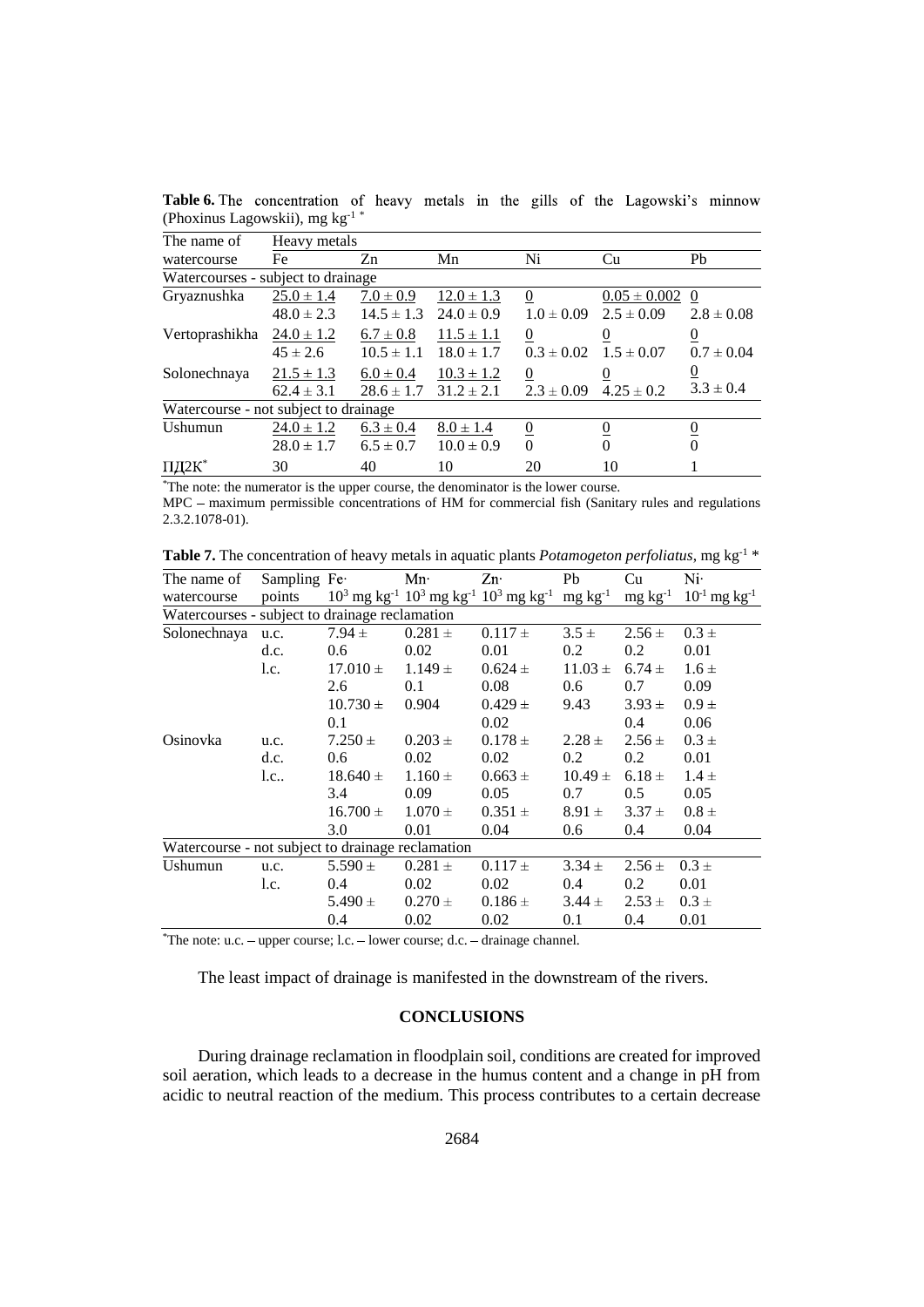**Table 6.** The concentration of heavy metals in the gills of the Lagowski's minnow (Phoxinus Lagowskii), mg kg$^{-1}$ *

| The name of watercourse | Heavy metals | | | | | |
|---|---|---|---|---|---|---|
| | Fe | Zn | Mn | Ni | Cu | Pb |
| Watercourses - subject to drainage | | | | | | |
| Gryaznushka | 25.0 ± 1.4 / 48.0 ± 2.3 | 7.0 ± 0.9 / 14.5 ± 1.3 | 12.0 ± 1.3 / 24.0 ± 0.9 | 0 / 1.0 ± 0.09 | 0.05 ± 0.002 / 2.5 ± 0.09 | 0 / 2.8 ± 0.08 |
| Vertoprashikha | 24.0 ± 1.2 / 45 ± 2.6 | 6.7 ± 0.8 / 10.5 ± 1.1 | 11.5 ± 1.1 / 18.0 ± 1.7 | 0 / 0.3 ± 0.02 | 0 / 1.5 ± 0.07 | 0 / 0.7 ± 0.04 |
| Solonechnaya | 21.5 ± 1.3 / 62.4 ± 3.1 | 6.0 ± 0.4 / 28.6 ± 1.7 | 10.3 ± 1.2 / 31.2 ± 2.1 | 0 / 2.3 ± 0.09 | 0 / 4.25 ± 0.2 | 0 / 3.3 ± 0.4 |
| Watercourse - not subject to drainage | | | | | | |
| Ushumun | 24.0 ± 1.2 / 28.0 ± 1.7 | 6.3 ± 0.4 / 6.5 ± 0.7 | 8.0 ± 1.4 / 10.0 ± 0.9 | 0 / 0 | 0 / 0 | 0 / 0 |
| ПДК* | 30 | 40 | 10 | 20 | 10 | 1 |

*The note: the numerator is the upper course, the denominator is the lower course.

MPC – maximum permissible concentrations of HM for commercial fish (Sanitary rules and regulations 2.3.2.1078-01).

**Table 7.** The concentration of heavy metals in aquatic plants *Potamogeton perfoliatus*, mg kg$^{-1}$ *

| The name of watercourse | Sampling points | Fe· $10^3$ mg kg$^{-1}$ | Mn· $10^3$ mg kg$^{-1}$ | Zn· $10^3$ mg kg$^{-1}$ | Pb mg kg$^{-1}$ | Cu mg kg$^{-1}$ | Ni· $10^{-1}$ mg kg$^{-1}$ |
|---|---|---|---|---|---|---|---|
| Watercourses - subject to drainage reclamation | | | | | | | |
| Solonechnaya | u.c. | 7.94 ± 0.6 | 0.281 ± 0.02 | 0.117 ± 0.01 | 3.5 ± 0.2 | 2.56 ± 0.2 | 0.3 ± 0.01 |
| | d.c. | 17.010 ± 2.6 | 1.149 ± 0.1 | 0.624 ± 0.08 | 11.03 ± 0.6 | 6.74 ± 0.7 | 1.6 ± 0.09 |
| | l.c. | 10.730 ± 0.1 | 0.904 | 0.429 ± 0.02 | 9.43 | 3.93 ± 0.4 | 0.9 ± 0.06 |
| Osinovka | u.c. | 7.250 ± 0.6 | 0.203 ± 0.02 | 0.178 ± 0.02 | 2.28 ± 0.2 | 2.56 ± 0.2 | 0.3 ± 0.01 |
| | d.c. | 18.640 ± 3.4 | 1.160 ± 0.09 | 0.663 ± 0.05 | 10.49 ± 0.7 | 6.18 ± 0.5 | 1.4 ± 0.05 |
| | l.c.. | 16.700 ± 3.0 | 1.070 ± 0.01 | 0.351 ± 0.04 | 8.91 ± 0.6 | 3.37 ± 0.4 | 0.8 ± 0.04 |
| Watercourse - not subject to drainage reclamation | | | | | | | |
| Ushumun | u.c. | 5.590 ± 0.4 | 0.281 ± 0.02 | 0.117 ± 0.02 | 3.34 ± 0.4 | 2.56 ± 0.2 | 0.3 ± 0.01 |
| | l.c. | 5.490 ± 0.4 | 0.270 ± 0.02 | 0.186 ± 0.02 | 3.44 ± 0.1 | 2.53 ± 0.4 | 0.3 ± 0.01 |

*The note: u.c. – upper course; l.c. – lower course; d.c. – drainage channel.

The least impact of drainage is manifested in the downstream of the rivers.

## CONCLUSIONS

During drainage reclamation in floodplain soil, conditions are created for improved soil aeration, which leads to a decrease in the humus content and a change in pH from acidic to neutral reaction of the medium. This process contributes to a certain decrease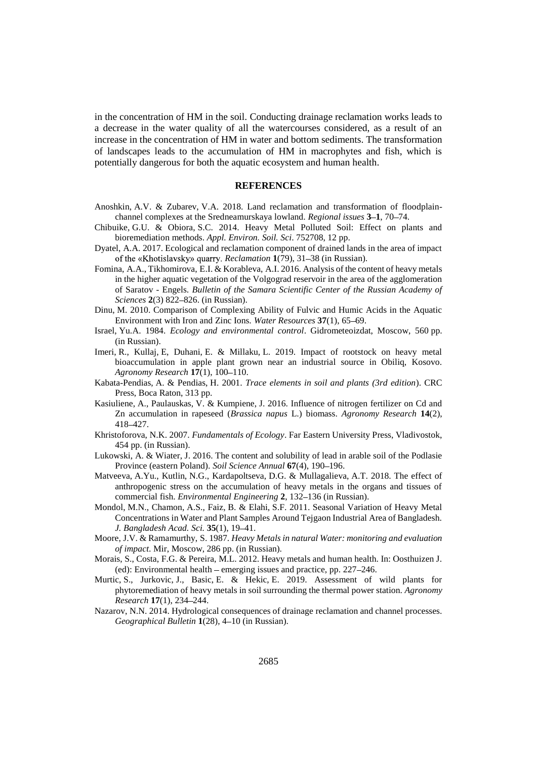in the concentration of HM in the soil. Conducting drainage reclamation works leads to a decrease in the water quality of all the watercourses considered, as a result of an increase in the concentration of HM in water and bottom sediments. The transformation of landscapes leads to the accumulation of HM in macrophytes and fish, which is potentially dangerous for both the aquatic ecosystem and human health.

## REFERENCES

Anoshkin, A.V. & Zubarev, V.A. 2018. Land reclamation and transformation of floodplain-channel complexes at the Sredneamurskaya lowland. *Regional issues* **3–1**, 70–74.

Chibuike, G.U. & Obiora, S.C. 2014. Heavy Metal Polluted Soil: Effect on plants and bioremediation methods. *Appl. Environ. Soil. Sci*. 752708, 12 pp.

Dyatel, A.A. 2017. Ecological and reclamation component of drained lands in the area of impact of the «Khotislavsky» quarry. *Reclamation* **1**(79), 31–38 (in Russian).

Fomina, A.A., Tikhomirova, E.I. & Korableva, A.I. 2016. Analysis of the content of heavy metals in the higher aquatic vegetation of the Volgograd reservoir in the area of the agglomeration of Saratov - Engels. *Bulletin of the Samara Scientific Center of the Russian Academy of Sciences* **2**(3) 822–826. (in Russian).

Dinu, M. 2010. Comparison of Complexing Ability of Fulvic and Humic Acids in the Aquatic Environment with Iron and Zinc Ions. *Water Resources* **37**(1), 65–69.

Israel, Yu.A. 1984. *Ecology and environmental control*. Gidrometeoizdat, Moscow, 560 pp. (in Russian).

Imeri, R., Kullaj, E, Duhani, E. & Millaku, L. 2019. Impact of rootstock on heavy metal bioaccumulation in apple plant grown near an industrial source in Obiliq, Kosovo. *Agronomy Research* **17**(1), 100–110.

Kabata-Pendias, A. & Pendias, H. 2001. *Trace elements in soil and plants (3rd edition*). CRC Press, Boca Raton, 313 pp.

Kasiuliene, A., Paulauskas, V. & Kumpiene, J. 2016. Influence of nitrogen fertilizer on Cd and Zn accumulation in rapeseed (*Brassica napus* L.) biomass. *Agronomy Research* **14**(2), 418–427.

Khristoforova, N.K. 2007. *Fundamentals of Ecology*. Far Eastern University Press, Vladivostok, 454 pp. (in Russian).

Lukowski, A. & Wiater, J. 2016. The content and solubility of lead in arable soil of the Podlasie Province (eastern Poland). *Soil Science Annual* **67**(4), 190–196.

Matveeva, A.Yu., Kutlin, N.G., Kardapoltseva, D.G. & Mullagalieva, A.T. 2018. The effect of anthropogenic stress on the accumulation of heavy metals in the organs and tissues of commercial fish. *Environmental Engineering* **2**, 132–136 (in Russian).

Mondol, M.N., Chamon, A.S., Faiz, B. & Elahi, S.F. 2011. Seasonal Variation of Heavy Metal Concentrations in Water and Plant Samples Around Tejgaon Industrial Area of Bangladesh. *J. Bangladesh Acad. Sci.* **35**(1), 19–41.

Moore, J.V. & Ramamurthy, S. 1987. *Heavy Metals in natural Water: monitoring and evaluation of impact*. Mir, Moscow, 286 pp. (in Russian).

Morais, S., Costa, F.G. & Pereira, M.L. 2012. Heavy metals and human health. In: Oosthuizen J. (ed): Environmental health – emerging issues and practice, pp. 227–246.

Murtic, S., Jurkovic, J., Basic, E. & Hekic, E. 2019. Assessment of wild plants for phytoremediation of heavy metals in soil surrounding the thermal power station. *Agronomy Research* **17**(1), 234–244.

Nazarov, N.N. 2014. Hydrological consequences of drainage reclamation and channel processes. *Geographical Bulletin* **1**(28), 4–10 (in Russian).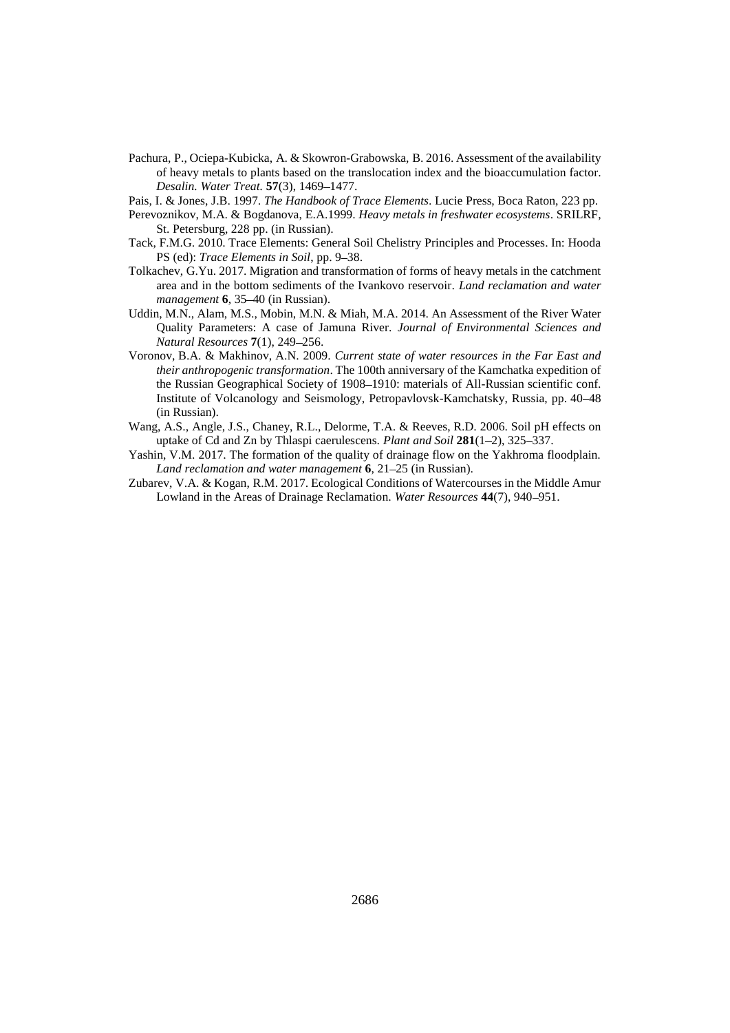Pachura, P., Ociepa-Kubicka, A. & Skowron-Grabowska, B. 2016. Assessment of the availability of heavy metals to plants based on the translocation index and the bioaccumulation factor. *Desalin. Water Treat.* **57**(3), 1469–1477.

Pais, I. & Jones, J.B. 1997. *The Handbook of Trace Elements*. Lucie Press, Boca Raton, 223 pp.

Perevoznikov, M.A. & Bogdanova, E.A.1999. *Heavy metals in freshwater ecosystems*. SRILRF, St. Petersburg, 228 pp. (in Russian).

Tack, F.M.G. 2010. Trace Elements: General Soil Chelistry Principles and Processes. In: Hooda PS (ed): *Trace Elements in Soil*, pp. 9–38.

Tolkachev, G.Yu. 2017. Migration and transformation of forms of heavy metals in the catchment area and in the bottom sediments of the Ivankovo reservoir. *Land reclamation and water management* **6**, 35–40 (in Russian).

Uddin, M.N., Alam, M.S., Mobin, M.N. & Miah, M.A. 2014. An Assessment of the River Water Quality Parameters: A case of Jamuna River. *Journal of Environmental Sciences and Natural Resources* **7**(1), 249–256.

Voronov, B.A. & Makhinov, A.N. 2009. *Current state of water resources in the Far East and their anthropogenic transformation*. The 100th anniversary of the Kamchatka expedition of the Russian Geographical Society of 1908–1910: materials of All-Russian scientific conf. Institute of Volcanology and Seismology, Petropavlovsk-Kamchatsky, Russia, pp. 40–48 (in Russian).

Wang, A.S., Angle, J.S., Chaney, R.L., Delorme, T.A. & Reeves, R.D. 2006. Soil pH effects on uptake of Cd and Zn by Thlaspi caerulescens. *Plant and Soil* **281**(1–2), 325–337.

Yashin, V.M. 2017. The formation of the quality of drainage flow on the Yakhroma floodplain. *Land reclamation and water management* **6**, 21–25 (in Russian).

Zubarev, V.A. & Kogan, R.M. 2017. Ecological Conditions of Watercourses in the Middle Amur Lowland in the Areas of Drainage Reclamation. *Water Resources* **44**(7), 940–951.